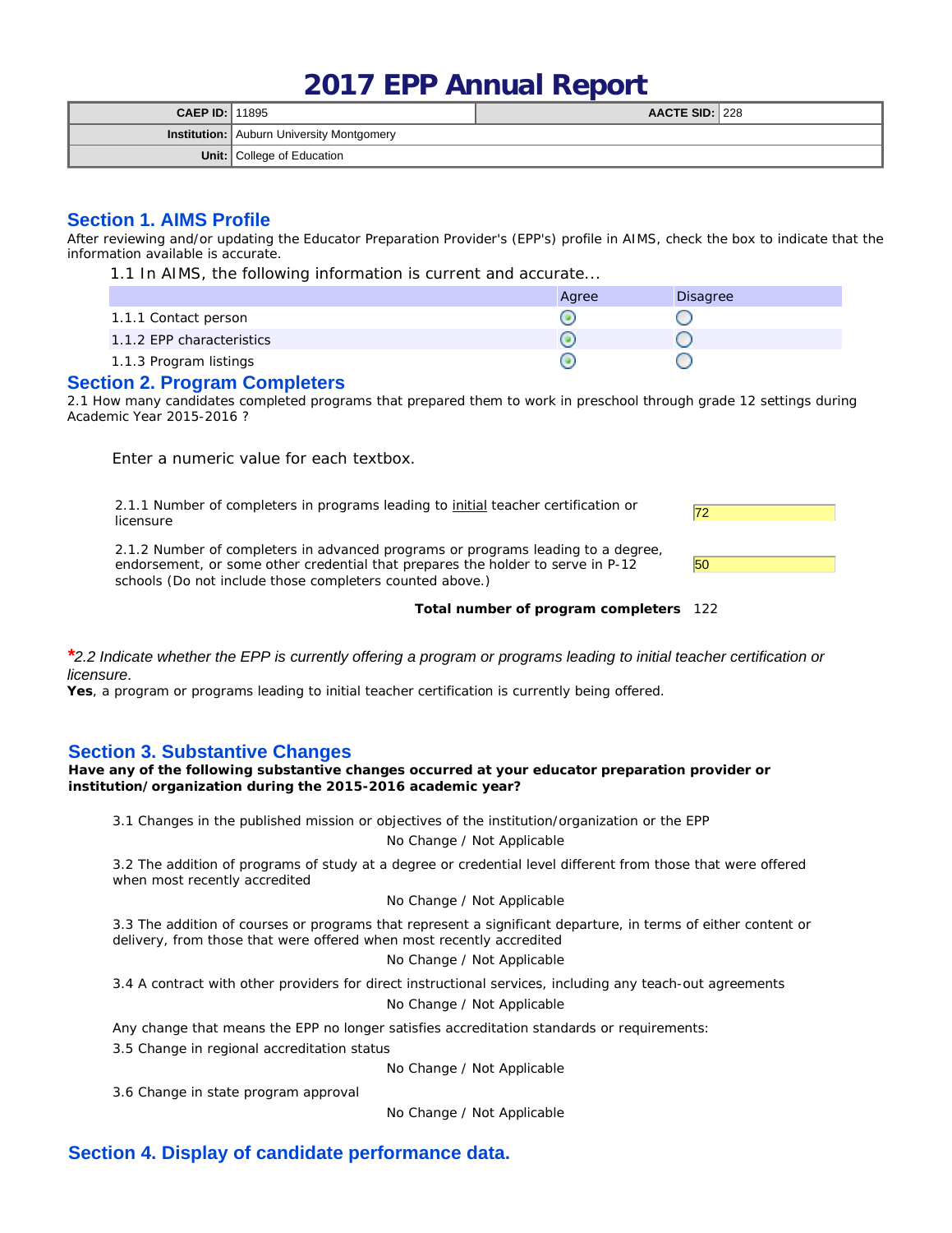# 2017 EPP Annual Report

| | | | |
|---|---|---|---|
| **CAEP ID:** | 11895 | **AACTE SID:** | 228 |
| **Institution:** | Auburn University Montgomery | | |
| **Unit:** | College of Education | | |

## Section 1. AIMS Profile

After reviewing and/or updating the Educator Preparation Provider's (EPP's) profile in AIMS, check the box to indicate that the information available is accurate.

1.1 In AIMS, the following information is current and accurate...

| | Agree | Disagree |
|---|---|---|
| 1.1.1 Contact person | ◉ | ○ |
| 1.1.2 EPP characteristics | ◉ | ○ |
| 1.1.3 Program listings | ◉ | ○ |

## Section 2. Program Completers

2.1 How many candidates completed programs that prepared them to work in preschool through grade 12 settings during Academic Year 2015-2016 ?

Enter a numeric value for each textbox.

| | |
|---|---|
| 2.1.1 Number of completers in programs leading to <u>initial</u> teacher certification or licensure | 72 |
| 2.1.2 Number of completers in advanced programs or programs leading to a degree, endorsement, or some other credential that prepares the holder to serve in P-12 schools (Do not include those completers counted above.) | 50 |
| **Total number of program completers** | 122 |

*\*2.2 Indicate whether the EPP is currently offering a program or programs leading to initial teacher certification or licensure.*

**Yes**, a program or programs leading to initial teacher certification is currently being offered.

## Section 3. Substantive Changes

**Have any of the following substantive changes occurred at your educator preparation provider or institution/organization during the 2015-2016 academic year?**

3.1 Changes in the published mission or objectives of the institution/organization or the EPP

No Change / Not Applicable

3.2 The addition of programs of study at a degree or credential level different from those that were offered when most recently accredited

No Change / Not Applicable

3.3 The addition of courses or programs that represent a significant departure, in terms of either content or delivery, from those that were offered when most recently accredited

No Change / Not Applicable

3.4 A contract with other providers for direct instructional services, including any teach-out agreements

No Change / Not Applicable

Any change that means the EPP no longer satisfies accreditation standards or requirements:

3.5 Change in regional accreditation status

No Change / Not Applicable

3.6 Change in state program approval

No Change / Not Applicable

## Section 4. Display of candidate performance data.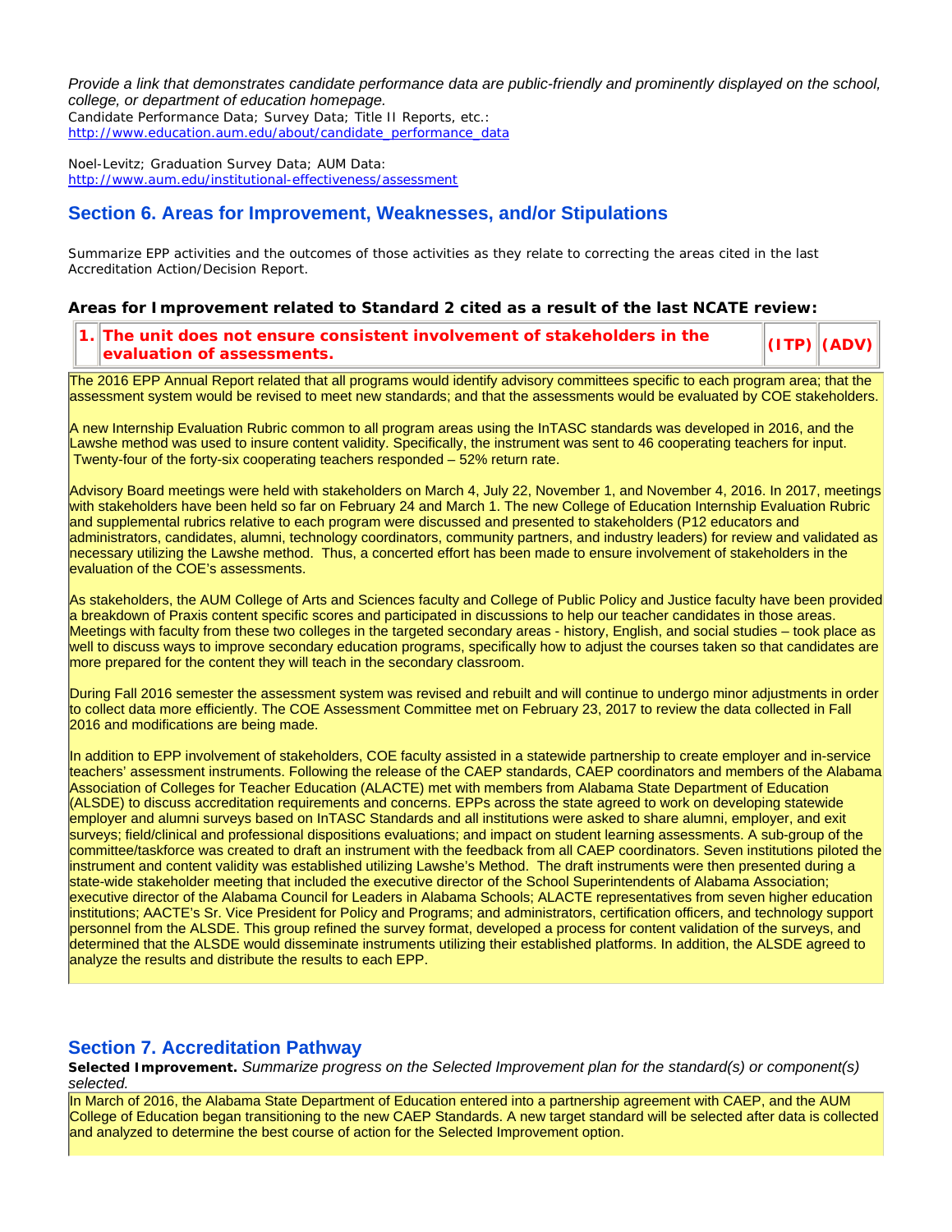*Provide a link that demonstrates candidate performance data are public-friendly and prominently displayed on the school, college, or department of education homepage.*
Candidate Performance Data; Survey Data; Title II Reports, etc.:
http://www.education.aum.edu/about/candidate_performance_data

Noel-Levitz; Graduation Survey Data; AUM Data:
http://www.aum.edu/institutional-effectiveness/assessment

## Section 6. Areas for Improvement, Weaknesses, and/or Stipulations

Summarize EPP activities and the outcomes of those activities as they relate to correcting the areas cited in the last Accreditation Action/Decision Report.

**Areas for Improvement related to Standard 2 cited as a result of the last NCATE review:**

| 1. | The unit does not ensure consistent involvement of stakeholders in the evaluation of assessments. | (ITP) | (ADV) |
|---|---|---|---|

The 2016 EPP Annual Report related that all programs would identify advisory committees specific to each program area; that the assessment system would be revised to meet new standards; and that the assessments would be evaluated by COE stakeholders.

A new Internship Evaluation Rubric common to all program areas using the InTASC standards was developed in 2016, and the Lawshe method was used to insure content validity. Specifically, the instrument was sent to 46 cooperating teachers for input. Twenty-four of the forty-six cooperating teachers responded – 52% return rate.

Advisory Board meetings were held with stakeholders on March 4, July 22, November 1, and November 4, 2016. In 2017, meetings with stakeholders have been held so far on February 24 and March 1. The new College of Education Internship Evaluation Rubric and supplemental rubrics relative to each program were discussed and presented to stakeholders (P12 educators and administrators, candidates, alumni, technology coordinators, community partners, and industry leaders) for review and validated as necessary utilizing the Lawshe method. Thus, a concerted effort has been made to ensure involvement of stakeholders in the evaluation of the COE's assessments.

As stakeholders, the AUM College of Arts and Sciences faculty and College of Public Policy and Justice faculty have been provided a breakdown of Praxis content specific scores and participated in discussions to help our teacher candidates in those areas. Meetings with faculty from these two colleges in the targeted secondary areas - history, English, and social studies – took place as well to discuss ways to improve secondary education programs, specifically how to adjust the courses taken so that candidates are more prepared for the content they will teach in the secondary classroom.

During Fall 2016 semester the assessment system was revised and rebuilt and will continue to undergo minor adjustments in order to collect data more efficiently. The COE Assessment Committee met on February 23, 2017 to review the data collected in Fall 2016 and modifications are being made.

In addition to EPP involvement of stakeholders, COE faculty assisted in a statewide partnership to create employer and in-service teachers' assessment instruments. Following the release of the CAEP standards, CAEP coordinators and members of the Alabama Association of Colleges for Teacher Education (ALACTE) met with members from Alabama State Department of Education (ALSDE) to discuss accreditation requirements and concerns. EPPs across the state agreed to work on developing statewide employer and alumni surveys based on InTASC Standards and all institutions were asked to share alumni, employer, and exit surveys; field/clinical and professional dispositions evaluations; and impact on student learning assessments. A sub-group of the committee/taskforce was created to draft an instrument with the feedback from all CAEP coordinators. Seven institutions piloted the instrument and content validity was established utilizing Lawshe's Method. The draft instruments were then presented during a state-wide stakeholder meeting that included the executive director of the School Superintendents of Alabama Association; executive director of the Alabama Council for Leaders in Alabama Schools; ALACTE representatives from seven higher education institutions; AACTE's Sr. Vice President for Policy and Programs; and administrators, certification officers, and technology support personnel from the ALSDE. This group refined the survey format, developed a process for content validation of the surveys, and determined that the ALSDE would disseminate instruments utilizing their established platforms. In addition, the ALSDE agreed to analyze the results and distribute the results to each EPP.

## Section 7. Accreditation Pathway

**Selected Improvement.** *Summarize progress on the Selected Improvement plan for the standard(s) or component(s) selected.*

In March of 2016, the Alabama State Department of Education entered into a partnership agreement with CAEP, and the AUM College of Education began transitioning to the new CAEP Standards. A new target standard will be selected after data is collected and analyzed to determine the best course of action for the Selected Improvement option.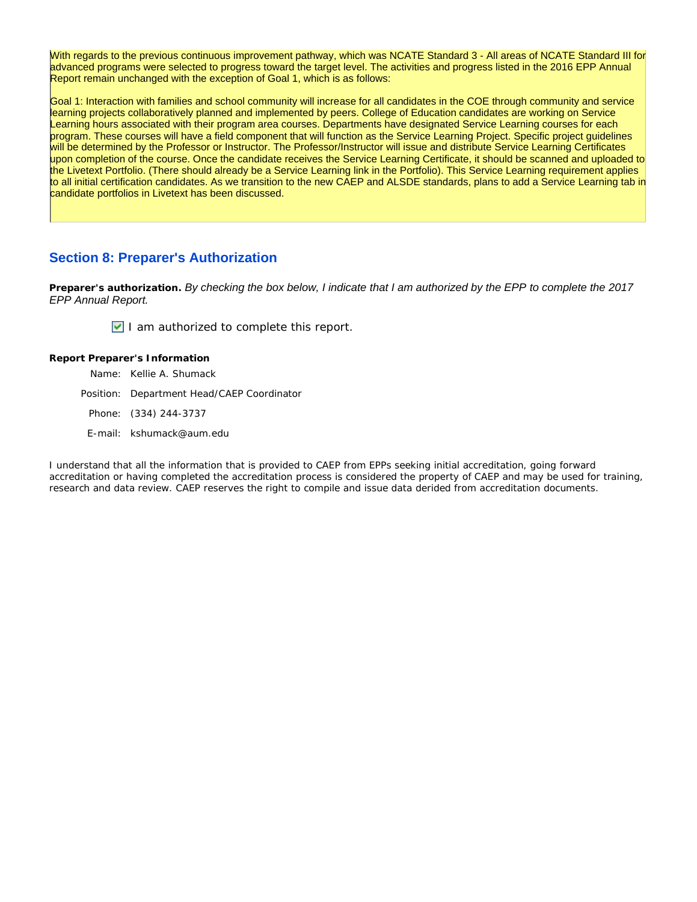With regards to the previous continuous improvement pathway, which was NCATE Standard 3 - All areas of NCATE Standard III for advanced programs were selected to progress toward the target level. The activities and progress listed in the 2016 EPP Annual Report remain unchanged with the exception of Goal 1, which is as follows:

Goal 1: Interaction with families and school community will increase for all candidates in the COE through community and service learning projects collaboratively planned and implemented by peers. College of Education candidates are working on Service Learning hours associated with their program area courses. Departments have designated Service Learning courses for each program. These courses will have a field component that will function as the Service Learning Project. Specific project guidelines will be determined by the Professor or Instructor. The Professor/Instructor will issue and distribute Service Learning Certificates upon completion of the course. Once the candidate receives the Service Learning Certificate, it should be scanned and uploaded to the Livetext Portfolio. (There should already be a Service Learning link in the Portfolio). This Service Learning requirement applies to all initial certification candidates. As we transition to the new CAEP and ALSDE standards, plans to add a Service Learning tab in candidate portfolios in Livetext has been discussed.

## Section 8: Preparer's Authorization

**Preparer's authorization.** *By checking the box below, I indicate that I am authorized by the EPP to complete the 2017 EPP Annual Report.*

- [x] I am authorized to complete this report.

**Report Preparer's Information**

Name: Kellie A. Shumack

Position: Department Head/CAEP Coordinator

Phone: (334) 244-3737

E-mail: kshumack@aum.edu

I understand that all the information that is provided to CAEP from EPPs seeking initial accreditation, going forward accreditation or having completed the accreditation process is considered the property of CAEP and may be used for training, research and data review. CAEP reserves the right to compile and issue data derided from accreditation documents.